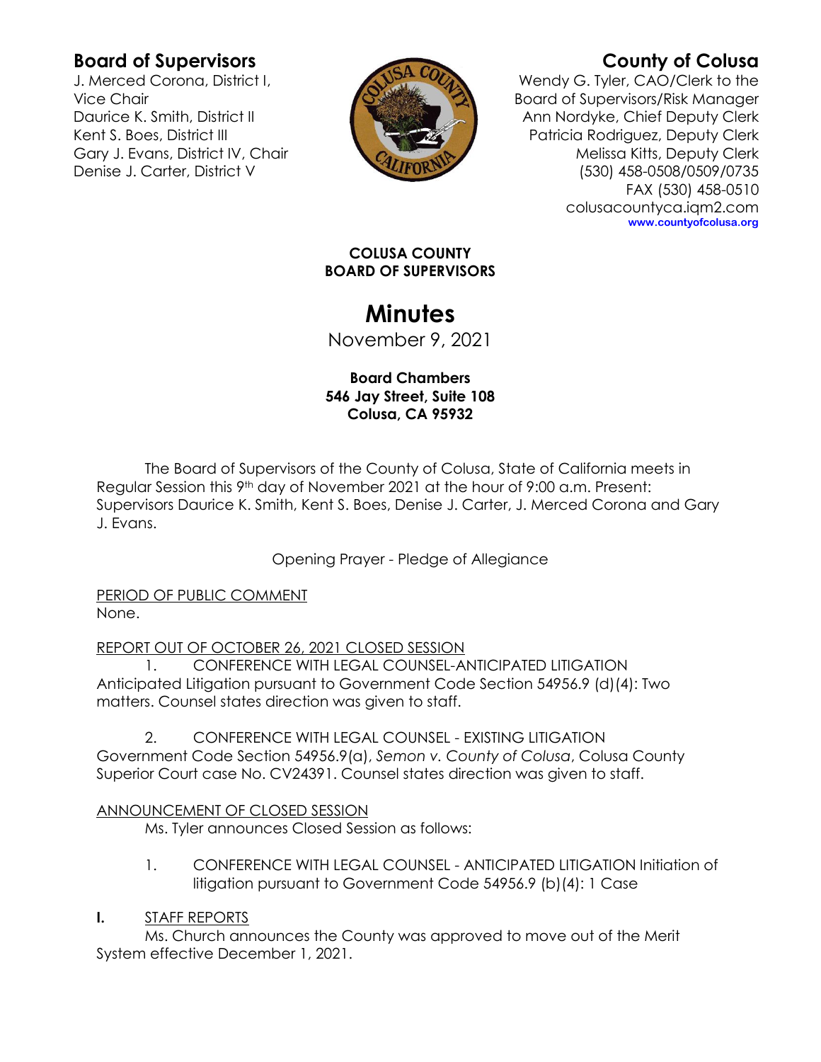**Board of Supervisors**
J. Merced Corona, District I, Vice Chair
Daurice K. Smith, District II
Kent S. Boes, District III
Gary J. Evans, District IV, Chair
Denise J. Carter, District V

**County of Colusa**
Wendy G. Tyler, CAO/Clerk to the Board of Supervisors/Risk Manager
Ann Nordyke, Chief Deputy Clerk
Patricia Rodriguez, Deputy Clerk
Melissa Kitts, Deputy Clerk
(530) 458-0508/0509/0735
FAX (530) 458-0510
colusacountyca.iqm2.com
www.countyofcolusa.org

**COLUSA COUNTY**
**BOARD OF SUPERVISORS**

# Minutes

November 9, 2021

**Board Chambers**
**546 Jay Street, Suite 108**
**Colusa, CA 95932**

The Board of Supervisors of the County of Colusa, State of California meets in Regular Session this 9th day of November 2021 at the hour of 9:00 a.m. Present: Supervisors Daurice K. Smith, Kent S. Boes, Denise J. Carter, J. Merced Corona and Gary J. Evans.

Opening Prayer - Pledge of Allegiance

PERIOD OF PUBLIC COMMENT
None.

REPORT OUT OF OCTOBER 26, 2021 CLOSED SESSION

1. CONFERENCE WITH LEGAL COUNSEL-ANTICIPATED LITIGATION Anticipated Litigation pursuant to Government Code Section 54956.9 (d)(4): Two matters. Counsel states direction was given to staff.

2. CONFERENCE WITH LEGAL COUNSEL - EXISTING LITIGATION Government Code Section 54956.9(a), *Semon v. County of Colusa*, Colusa County Superior Court case No. CV24391. Counsel states direction was given to staff.

ANNOUNCEMENT OF CLOSED SESSION

Ms. Tyler announces Closed Session as follows:

1. CONFERENCE WITH LEGAL COUNSEL - ANTICIPATED LITIGATION Initiation of litigation pursuant to Government Code 54956.9 (b)(4): 1 Case

**I.** STAFF REPORTS

Ms. Church announces the County was approved to move out of the Merit System effective December 1, 2021.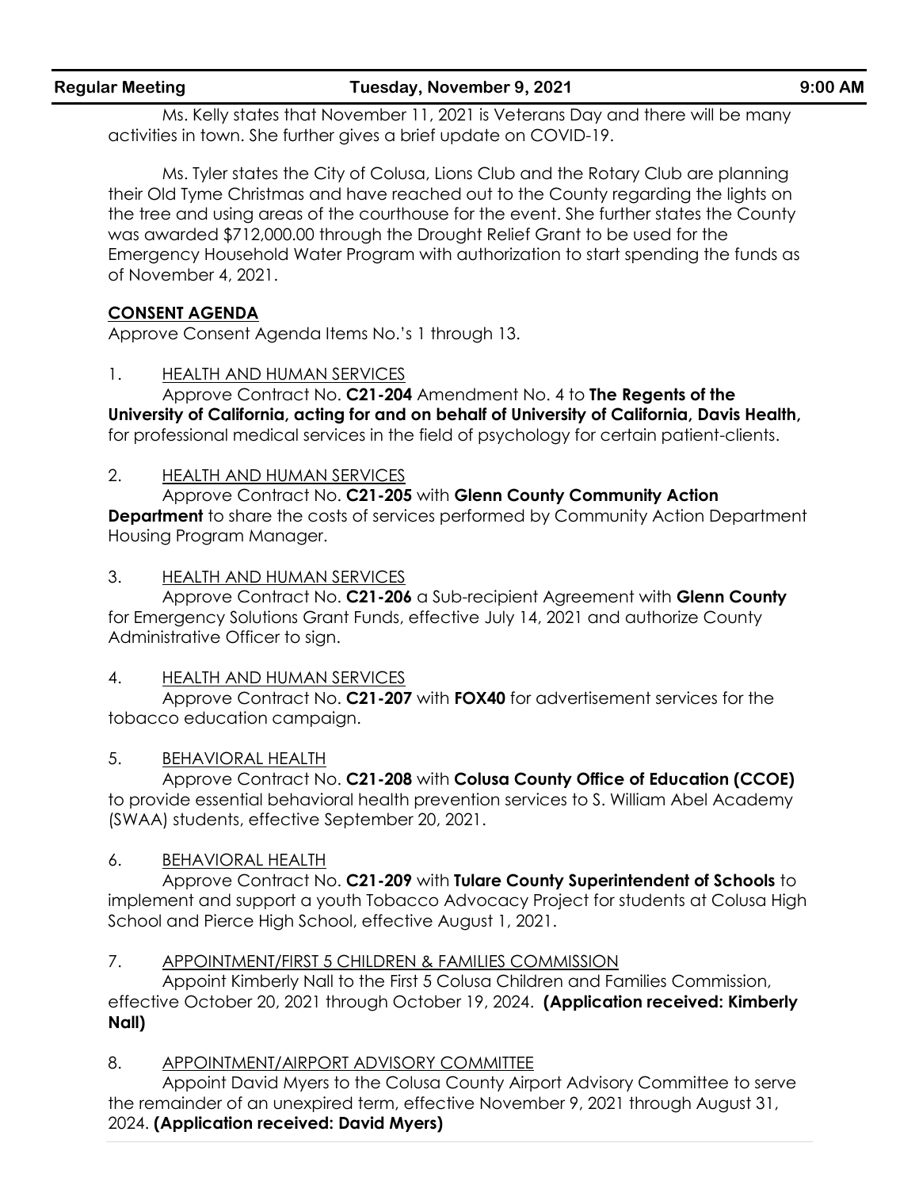Ms. Kelly states that November 11, 2021 is Veterans Day and there will be many activities in town. She further gives a brief update on COVID-19.

Ms. Tyler states the City of Colusa, Lions Club and the Rotary Club are planning their Old Tyme Christmas and have reached out to the County regarding the lights on the tree and using areas of the courthouse for the event. She further states the County was awarded $712,000.00 through the Drought Relief Grant to be used for the Emergency Household Water Program with authorization to start spending the funds as of November 4, 2021.

**CONSENT AGENDA**

Approve Consent Agenda Items No.'s 1 through 13.

1. HEALTH AND HUMAN SERVICES

   Approve Contract No. **C21-204** Amendment No. 4 to **The Regents of the University of California, acting for and on behalf of University of California, Davis Health,** for professional medical services in the field of psychology for certain patient-clients.

2. HEALTH AND HUMAN SERVICES

   Approve Contract No. **C21-205** with **Glenn County Community Action Department** to share the costs of services performed by Community Action Department Housing Program Manager.

3. HEALTH AND HUMAN SERVICES

   Approve Contract No. **C21-206** a Sub-recipient Agreement with **Glenn County** for Emergency Solutions Grant Funds, effective July 14, 2021 and authorize County Administrative Officer to sign.

4. HEALTH AND HUMAN SERVICES

   Approve Contract No. **C21-207** with **FOX40** for advertisement services for the tobacco education campaign.

5. BEHAVIORAL HEALTH

   Approve Contract No. **C21-208** with **Colusa County Office of Education (CCOE)** to provide essential behavioral health prevention services to S. William Abel Academy (SWAA) students, effective September 20, 2021.

6. BEHAVIORAL HEALTH

   Approve Contract No. **C21-209** with **Tulare County Superintendent of Schools** to implement and support a youth Tobacco Advocacy Project for students at Colusa High School and Pierce High School, effective August 1, 2021.

7. APPOINTMENT/FIRST 5 CHILDREN & FAMILIES COMMISSION

   Appoint Kimberly Nall to the First 5 Colusa Children and Families Commission, effective October 20, 2021 through October 19, 2024. **(Application received: Kimberly Nall)**

8. APPOINTMENT/AIRPORT ADVISORY COMMITTEE

   Appoint David Myers to the Colusa County Airport Advisory Committee to serve the remainder of an unexpired term, effective November 9, 2021 through August 31, 2024. **(Application received: David Myers)**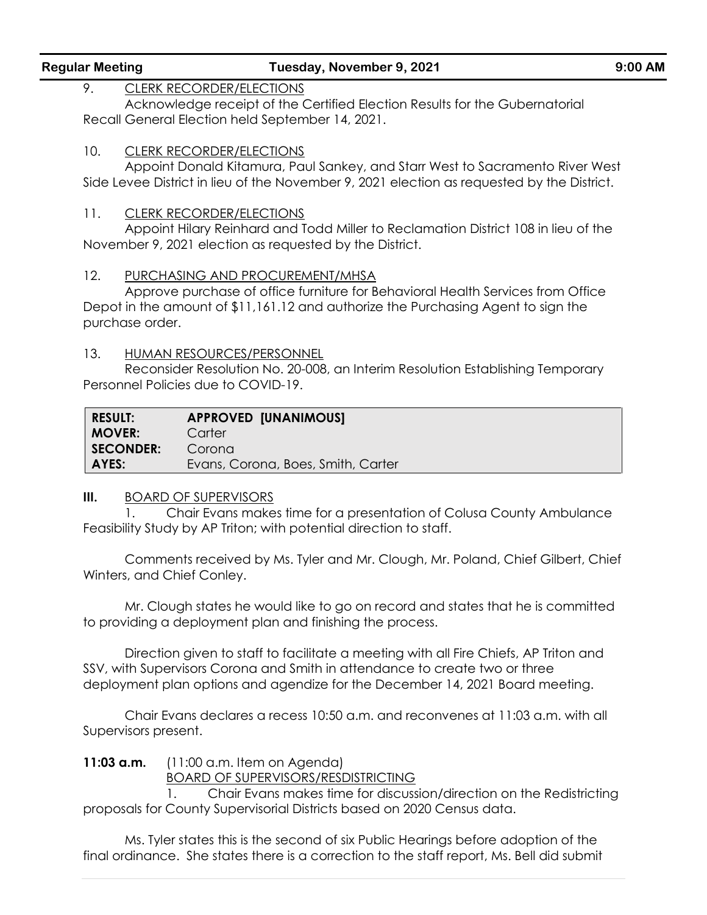9. CLERK RECORDER/ELECTIONS

Acknowledge receipt of the Certified Election Results for the Gubernatorial Recall General Election held September 14, 2021.

10. CLERK RECORDER/ELECTIONS

Appoint Donald Kitamura, Paul Sankey, and Starr West to Sacramento River West Side Levee District in lieu of the November 9, 2021 election as requested by the District.

11. CLERK RECORDER/ELECTIONS

Appoint Hilary Reinhard and Todd Miller to Reclamation District 108 in lieu of the November 9, 2021 election as requested by the District.

12. PURCHASING AND PROCUREMENT/MHSA

Approve purchase of office furniture for Behavioral Health Services from Office Depot in the amount of $11,161.12 and authorize the Purchasing Agent to sign the purchase order.

13. HUMAN RESOURCES/PERSONNEL

Reconsider Resolution No. 20-008, an Interim Resolution Establishing Temporary Personnel Policies due to COVID-19.

| | |
|---|---|
| **RESULT:** | **APPROVED [UNANIMOUS]** |
| **MOVER:** | Carter |
| **SECONDER:** | Corona |
| **AYES:** | Evans, Corona, Boes, Smith, Carter |

**III.** BOARD OF SUPERVISORS

1. Chair Evans makes time for a presentation of Colusa County Ambulance Feasibility Study by AP Triton; with potential direction to staff.

Comments received by Ms. Tyler and Mr. Clough, Mr. Poland, Chief Gilbert, Chief Winters, and Chief Conley.

Mr. Clough states he would like to go on record and states that he is committed to providing a deployment plan and finishing the process.

Direction given to staff to facilitate a meeting with all Fire Chiefs, AP Triton and SSV, with Supervisors Corona and Smith in attendance to create two or three deployment plan options and agendize for the December 14, 2021 Board meeting.

Chair Evans declares a recess 10:50 a.m. and reconvenes at 11:03 a.m. with all Supervisors present.

**11:03 a.m.** (11:00 a.m. Item on Agenda)
BOARD OF SUPERVISORS/RESDISTRICTING

1. Chair Evans makes time for discussion/direction on the Redistricting proposals for County Supervisorial Districts based on 2020 Census data.

Ms. Tyler states this is the second of six Public Hearings before adoption of the final ordinance. She states there is a correction to the staff report, Ms. Bell did submit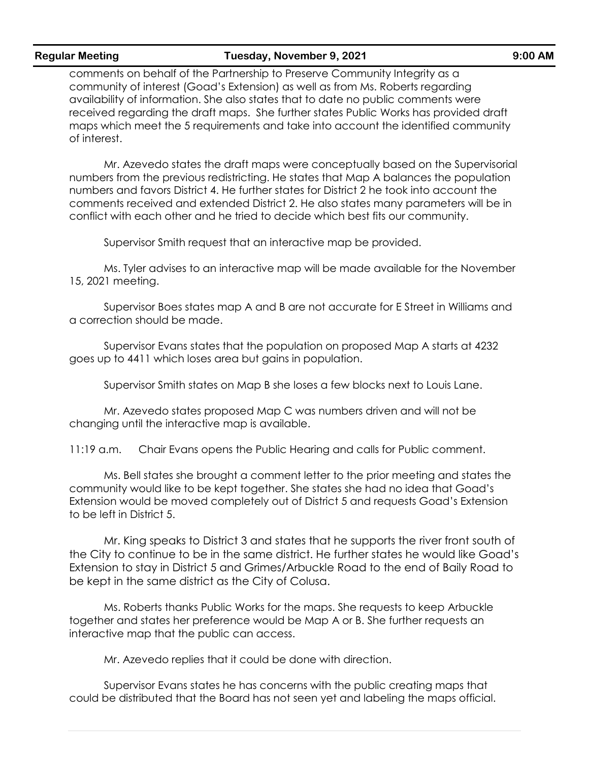comments on behalf of the Partnership to Preserve Community Integrity as a community of interest (Goad's Extension) as well as from Ms. Roberts regarding availability of information. She also states that to date no public comments were received regarding the draft maps. She further states Public Works has provided draft maps which meet the 5 requirements and take into account the identified community of interest.

Mr. Azevedo states the draft maps were conceptually based on the Supervisorial numbers from the previous redistricting. He states that Map A balances the population numbers and favors District 4. He further states for District 2 he took into account the comments received and extended District 2. He also states many parameters will be in conflict with each other and he tried to decide which best fits our community.

Supervisor Smith request that an interactive map be provided.

Ms. Tyler advises to an interactive map will be made available for the November 15, 2021 meeting.

Supervisor Boes states map A and B are not accurate for E Street in Williams and a correction should be made.

Supervisor Evans states that the population on proposed Map A starts at 4232 goes up to 4411 which loses area but gains in population.

Supervisor Smith states on Map B she loses a few blocks next to Louis Lane.

Mr. Azevedo states proposed Map C was numbers driven and will not be changing until the interactive map is available.

11:19 a.m. Chair Evans opens the Public Hearing and calls for Public comment.

Ms. Bell states she brought a comment letter to the prior meeting and states the community would like to be kept together. She states she had no idea that Goad's Extension would be moved completely out of District 5 and requests Goad's Extension to be left in District 5.

Mr. King speaks to District 3 and states that he supports the river front south of the City to continue to be in the same district. He further states he would like Goad's Extension to stay in District 5 and Grimes/Arbuckle Road to the end of Baily Road to be kept in the same district as the City of Colusa.

Ms. Roberts thanks Public Works for the maps. She requests to keep Arbuckle together and states her preference would be Map A or B. She further requests an interactive map that the public can access.

Mr. Azevedo replies that it could be done with direction.

Supervisor Evans states he has concerns with the public creating maps that could be distributed that the Board has not seen yet and labeling the maps official.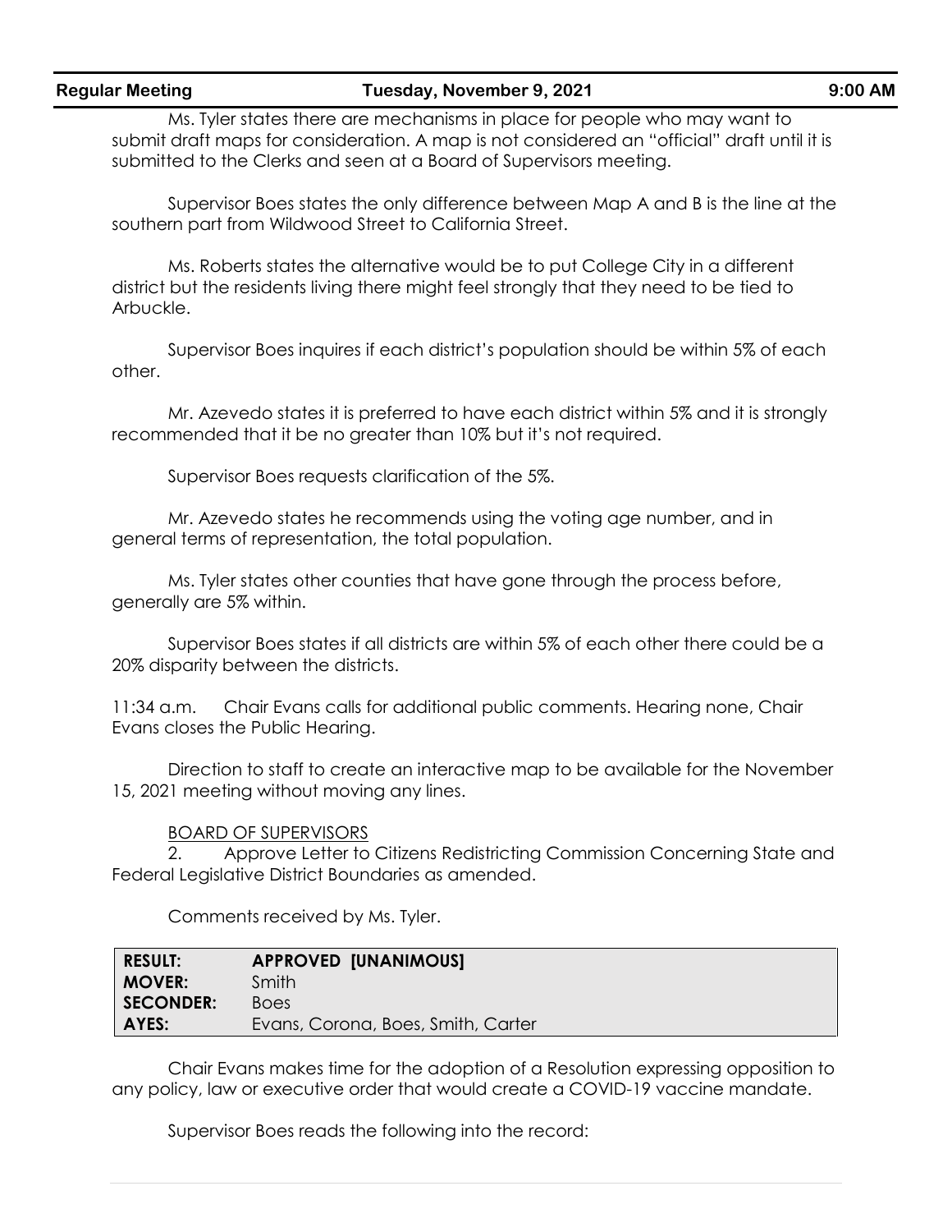Ms. Tyler states there are mechanisms in place for people who may want to submit draft maps for consideration. A map is not considered an "official" draft until it is submitted to the Clerks and seen at a Board of Supervisors meeting.

Supervisor Boes states the only difference between Map A and B is the line at the southern part from Wildwood Street to California Street.

Ms. Roberts states the alternative would be to put College City in a different district but the residents living there might feel strongly that they need to be tied to Arbuckle.

Supervisor Boes inquires if each district's population should be within 5% of each other.

Mr. Azevedo states it is preferred to have each district within 5% and it is strongly recommended that it be no greater than 10% but it's not required.

Supervisor Boes requests clarification of the 5%.

Mr. Azevedo states he recommends using the voting age number, and in general terms of representation, the total population.

Ms. Tyler states other counties that have gone through the process before, generally are 5% within.

Supervisor Boes states if all districts are within 5% of each other there could be a 20% disparity between the districts.

11:34 a.m. Chair Evans calls for additional public comments. Hearing none, Chair Evans closes the Public Hearing.

Direction to staff to create an interactive map to be available for the November 15, 2021 meeting without moving any lines.

BOARD OF SUPERVISORS

2. Approve Letter to Citizens Redistricting Commission Concerning State and Federal Legislative District Boundaries as amended.

Comments received by Ms. Tyler.

| | |
|---|---|
| **RESULT:** | **APPROVED [UNANIMOUS]** |
| **MOVER:** | Smith |
| **SECONDER:** | Boes |
| **AYES:** | Evans, Corona, Boes, Smith, Carter |

Chair Evans makes time for the adoption of a Resolution expressing opposition to any policy, law or executive order that would create a COVID-19 vaccine mandate.

Supervisor Boes reads the following into the record: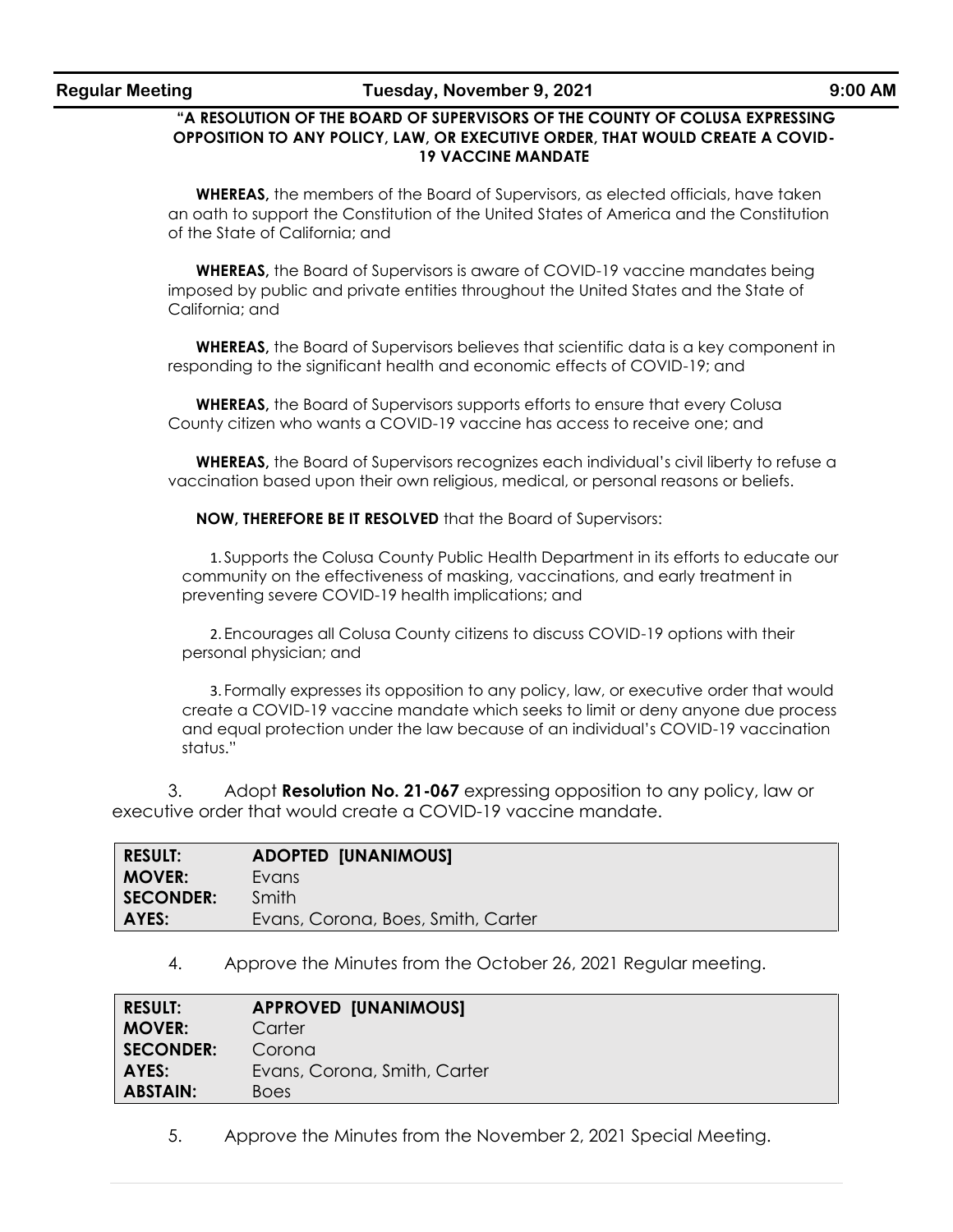**"A RESOLUTION OF THE BOARD OF SUPERVISORS OF THE COUNTY OF COLUSA EXPRESSING OPPOSITION TO ANY POLICY, LAW, OR EXECUTIVE ORDER, THAT WOULD CREATE A COVID-19 VACCINE MANDATE**

**WHEREAS,** the members of the Board of Supervisors, as elected officials, have taken an oath to support the Constitution of the United States of America and the Constitution of the State of California; and

**WHEREAS,** the Board of Supervisors is aware of COVID-19 vaccine mandates being imposed by public and private entities throughout the United States and the State of California; and

**WHEREAS,** the Board of Supervisors believes that scientific data is a key component in responding to the significant health and economic effects of COVID-19; and

**WHEREAS,** the Board of Supervisors supports efforts to ensure that every Colusa County citizen who wants a COVID-19 vaccine has access to receive one; and

**WHEREAS,** the Board of Supervisors recognizes each individual's civil liberty to refuse a vaccination based upon their own religious, medical, or personal reasons or beliefs.

**NOW, THEREFORE BE IT RESOLVED** that the Board of Supervisors:

1. Supports the Colusa County Public Health Department in its efforts to educate our community on the effectiveness of masking, vaccinations, and early treatment in preventing severe COVID-19 health implications; and

2. Encourages all Colusa County citizens to discuss COVID-19 options with their personal physician; and

3. Formally expresses its opposition to any policy, law, or executive order that would create a COVID-19 vaccine mandate which seeks to limit or deny anyone due process and equal protection under the law because of an individual's COVID-19 vaccination status."

3. Adopt **Resolution No. 21-067** expressing opposition to any policy, law or executive order that would create a COVID-19 vaccine mandate.

| **RESULT:** | **ADOPTED [UNANIMOUS]** |
|---|---|
| **MOVER:** | Evans |
| **SECONDER:** | Smith |
| **AYES:** | Evans, Corona, Boes, Smith, Carter |

4. Approve the Minutes from the October 26, 2021 Regular meeting.

| **RESULT:** | **APPROVED [UNANIMOUS]** |
|---|---|
| **MOVER:** | Carter |
| **SECONDER:** | Corona |
| **AYES:** | Evans, Corona, Smith, Carter |
| **ABSTAIN:** | Boes |

5. Approve the Minutes from the November 2, 2021 Special Meeting.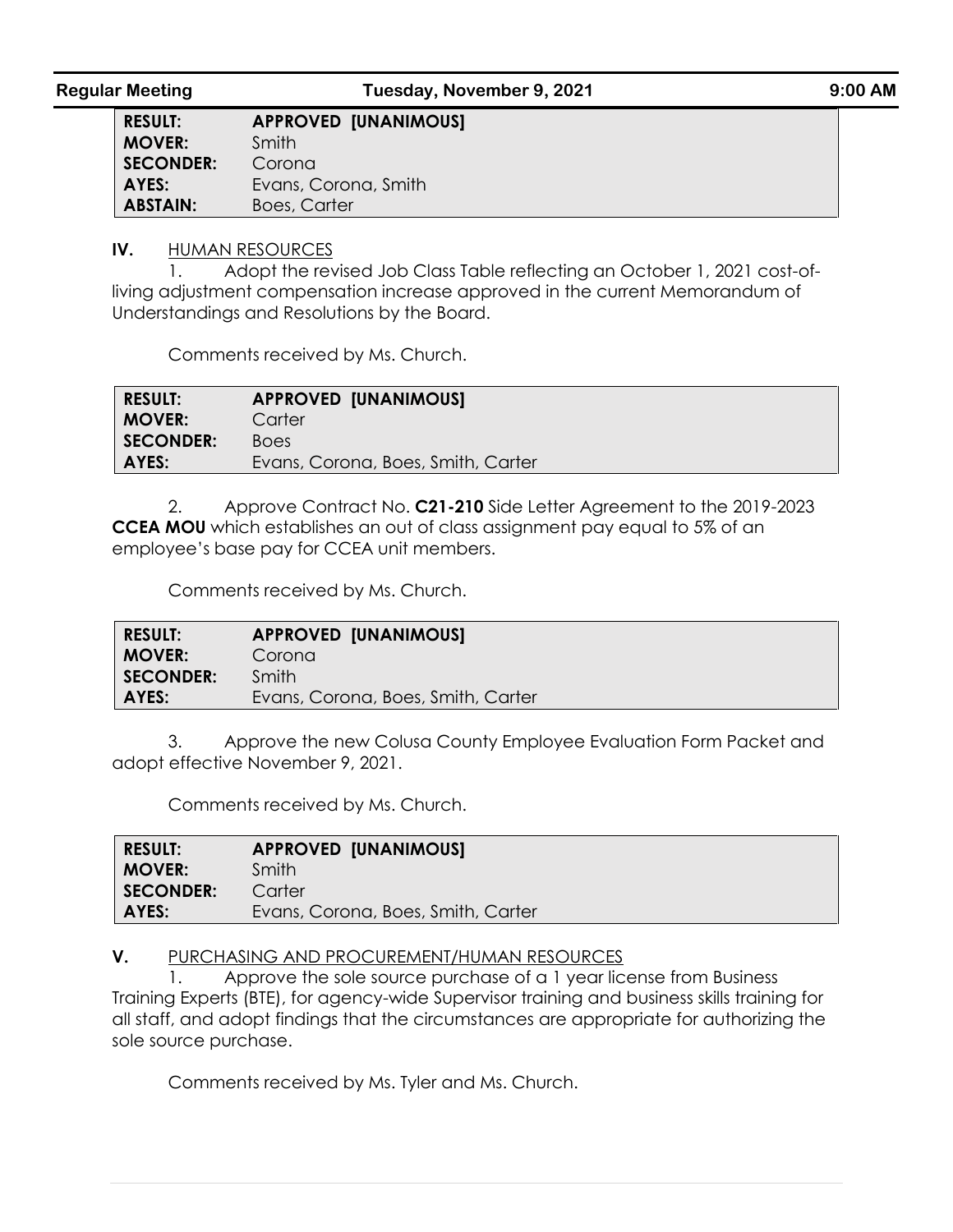| RESULT: | APPROVED [UNANIMOUS] |
| --- | --- |
| MOVER: | Smith |
| SECONDER: | Corona |
| AYES: | Evans, Corona, Smith |
| ABSTAIN: | Boes, Carter |

**IV.** HUMAN RESOURCES

1. Adopt the revised Job Class Table reflecting an October 1, 2021 cost-of-living adjustment compensation increase approved in the current Memorandum of Understandings and Resolutions by the Board.

Comments received by Ms. Church.

| RESULT: | APPROVED [UNANIMOUS] |
| --- | --- |
| MOVER: | Carter |
| SECONDER: | Boes |
| AYES: | Evans, Corona, Boes, Smith, Carter |

2. Approve Contract No. **C21-210** Side Letter Agreement to the 2019-2023 **CCEA MOU** which establishes an out of class assignment pay equal to 5% of an employee's base pay for CCEA unit members.

Comments received by Ms. Church.

| RESULT: | APPROVED [UNANIMOUS] |
| --- | --- |
| MOVER: | Corona |
| SECONDER: | Smith |
| AYES: | Evans, Corona, Boes, Smith, Carter |

3. Approve the new Colusa County Employee Evaluation Form Packet and adopt effective November 9, 2021.

Comments received by Ms. Church.

| RESULT: | APPROVED [UNANIMOUS] |
| --- | --- |
| MOVER: | Smith |
| SECONDER: | Carter |
| AYES: | Evans, Corona, Boes, Smith, Carter |

**V.** PURCHASING AND PROCUREMENT/HUMAN RESOURCES

1. Approve the sole source purchase of a 1 year license from Business Training Experts (BTE), for agency-wide Supervisor training and business skills training for all staff, and adopt findings that the circumstances are appropriate for authorizing the sole source purchase.

Comments received by Ms. Tyler and Ms. Church.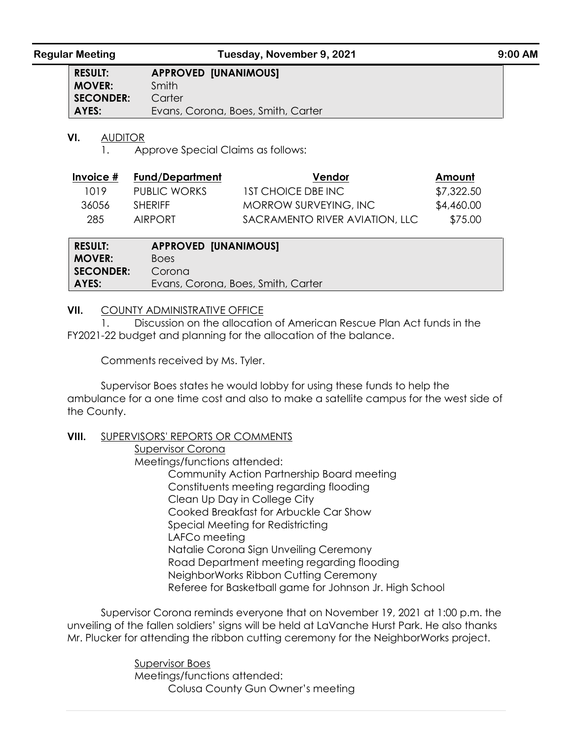| RESULT: | APPROVED [UNANIMOUS] |
|---|---|
| MOVER: | Smith |
| SECONDER: | Carter |
| AYES: | Evans, Corona, Boes, Smith, Carter |

**VI.** AUDITOR

1. Approve Special Claims as follows:

| Invoice # | Fund/Department | Vendor | Amount |
|---|---|---|---|
| 1019 | PUBLIC WORKS | 1ST CHOICE DBE INC | $7,322.50 |
| 36056 | SHERIFF | MORROW SURVEYING, INC | $4,460.00 |
| 285 | AIRPORT | SACRAMENTO RIVER AVIATION, LLC | $75.00 |

| RESULT: | APPROVED [UNANIMOUS] |
|---|---|
| MOVER: | Boes |
| SECONDER: | Corona |
| AYES: | Evans, Corona, Boes, Smith, Carter |

**VII.** COUNTY ADMINISTRATIVE OFFICE

1. Discussion on the allocation of American Rescue Plan Act funds in the FY2021-22 budget and planning for the allocation of the balance.

Comments received by Ms. Tyler.

Supervisor Boes states he would lobby for using these funds to help the ambulance for a one time cost and also to make a satellite campus for the west side of the County.

**VIII.** SUPERVISORS' REPORTS OR COMMENTS

Supervisor Corona

Meetings/functions attended:

- Community Action Partnership Board meeting
- Constituents meeting regarding flooding
- Clean Up Day in College City
- Cooked Breakfast for Arbuckle Car Show
- Special Meeting for Redistricting
- LAFCo meeting
- Natalie Corona Sign Unveiling Ceremony
- Road Department meeting regarding flooding
- NeighborWorks Ribbon Cutting Ceremony
- Referee for Basketball game for Johnson Jr. High School

Supervisor Corona reminds everyone that on November 19, 2021 at 1:00 p.m. the unveiling of the fallen soldiers' signs will be held at LaVanche Hurst Park. He also thanks Mr. Plucker for attending the ribbon cutting ceremony for the NeighborWorks project.

Supervisor Boes

Meetings/functions attended:

- Colusa County Gun Owner's meeting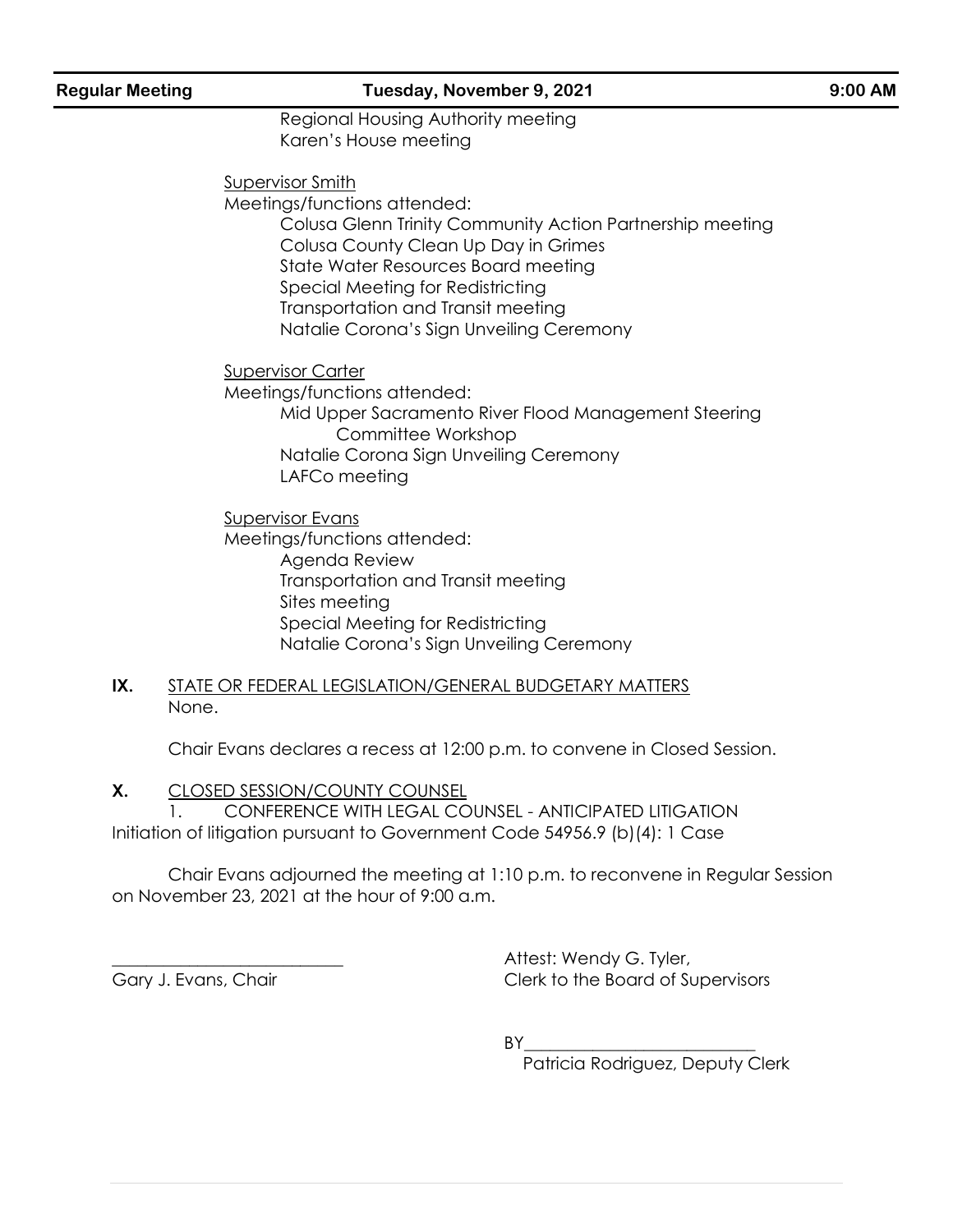Regional Housing Authority meeting
Karen's House meeting

Supervisor Smith
Meetings/functions attended:
- Colusa Glenn Trinity Community Action Partnership meeting
- Colusa County Clean Up Day in Grimes
- State Water Resources Board meeting
- Special Meeting for Redistricting
- Transportation and Transit meeting
- Natalie Corona's Sign Unveiling Ceremony

Supervisor Carter
Meetings/functions attended:
- Mid Upper Sacramento River Flood Management Steering Committee Workshop
- Natalie Corona Sign Unveiling Ceremony
- LAFCo meeting

Supervisor Evans
Meetings/functions attended:
- Agenda Review
- Transportation and Transit meeting
- Sites meeting
- Special Meeting for Redistricting
- Natalie Corona's Sign Unveiling Ceremony

**IX.** STATE OR FEDERAL LEGISLATION/GENERAL BUDGETARY MATTERS
None.

Chair Evans declares a recess at 12:00 p.m. to convene in Closed Session.

**X.** CLOSED SESSION/COUNTY COUNSEL

1. CONFERENCE WITH LEGAL COUNSEL - ANTICIPATED LITIGATION
Initiation of litigation pursuant to Government Code 54956.9 (b)(4): 1 Case

Chair Evans adjourned the meeting at 1:10 p.m. to reconvene in Regular Session on November 23, 2021 at the hour of 9:00 a.m.

\_\_\_\_\_\_\_\_\_\_\_\_\_\_\_\_\_\_\_\_\_\_\_\_\_\_
Gary J. Evans, Chair

Attest: Wendy G. Tyler,
Clerk to the Board of Supervisors

BY\_\_\_\_\_\_\_\_\_\_\_\_\_\_\_\_\_\_\_\_\_\_\_\_\_\_
Patricia Rodriguez, Deputy Clerk